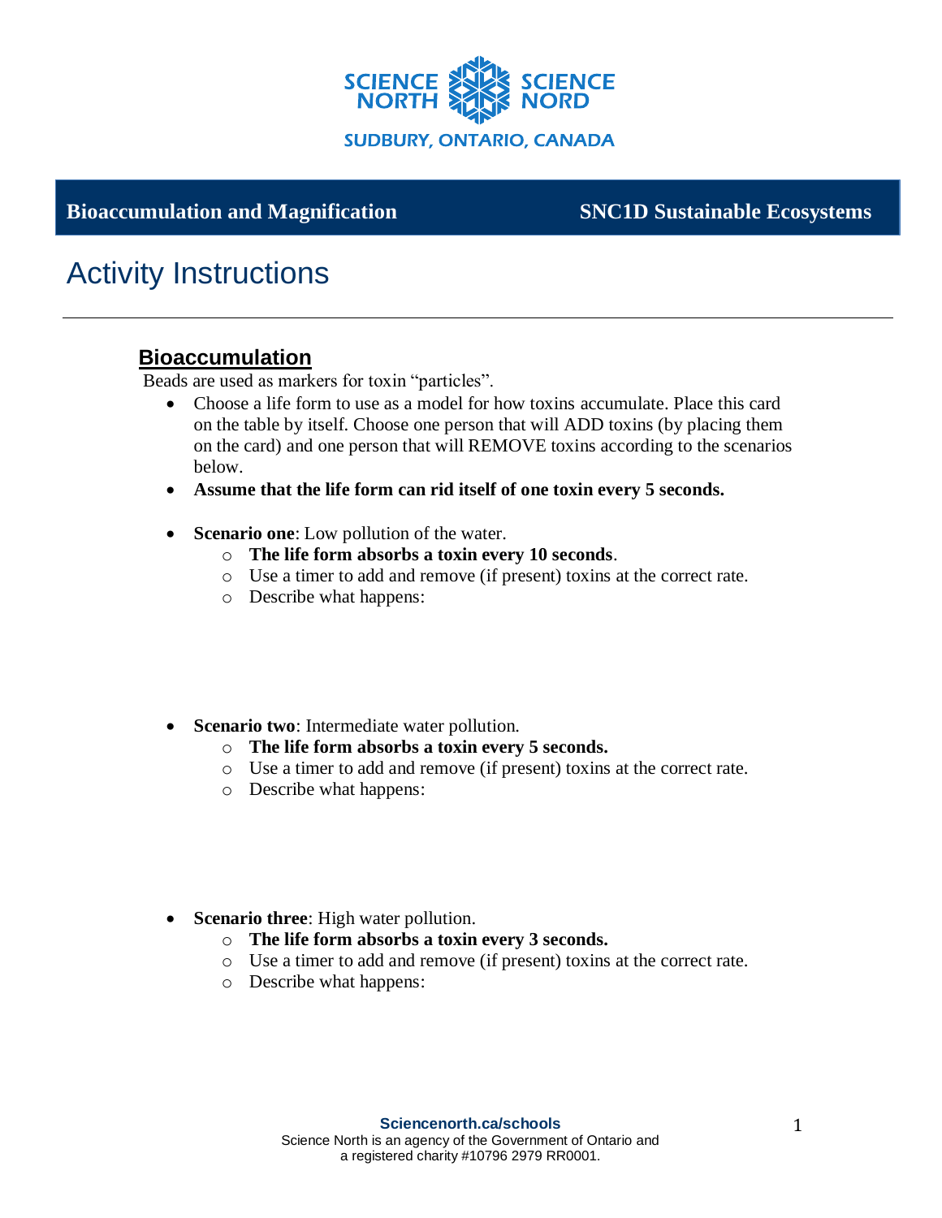**Bioaccumulation and Magnification** **SNC1D Sustainable Ecosystems**

# Activity Instructions

## Bioaccumulation

Beads are used as markers for toxin "particles".

- Choose a life form to use as a model for how toxins accumulate. Place this card on the table by itself. Choose one person that will ADD toxins (by placing them on the card) and one person that will REMOVE toxins according to the scenarios below.
- **Assume that the life form can rid itself of one toxin every 5 seconds.**
- **Scenario one**: Low pollution of the water.
  - **The life form absorbs a toxin every 10 seconds**.
  - Use a timer to add and remove (if present) toxins at the correct rate.
  - Describe what happens:
- **Scenario two**: Intermediate water pollution.
  - **The life form absorbs a toxin every 5 seconds.**
  - Use a timer to add and remove (if present) toxins at the correct rate.
  - Describe what happens:
- **Scenario three**: High water pollution.
  - **The life form absorbs a toxin every 3 seconds.**
  - Use a timer to add and remove (if present) toxins at the correct rate.
  - Describe what happens: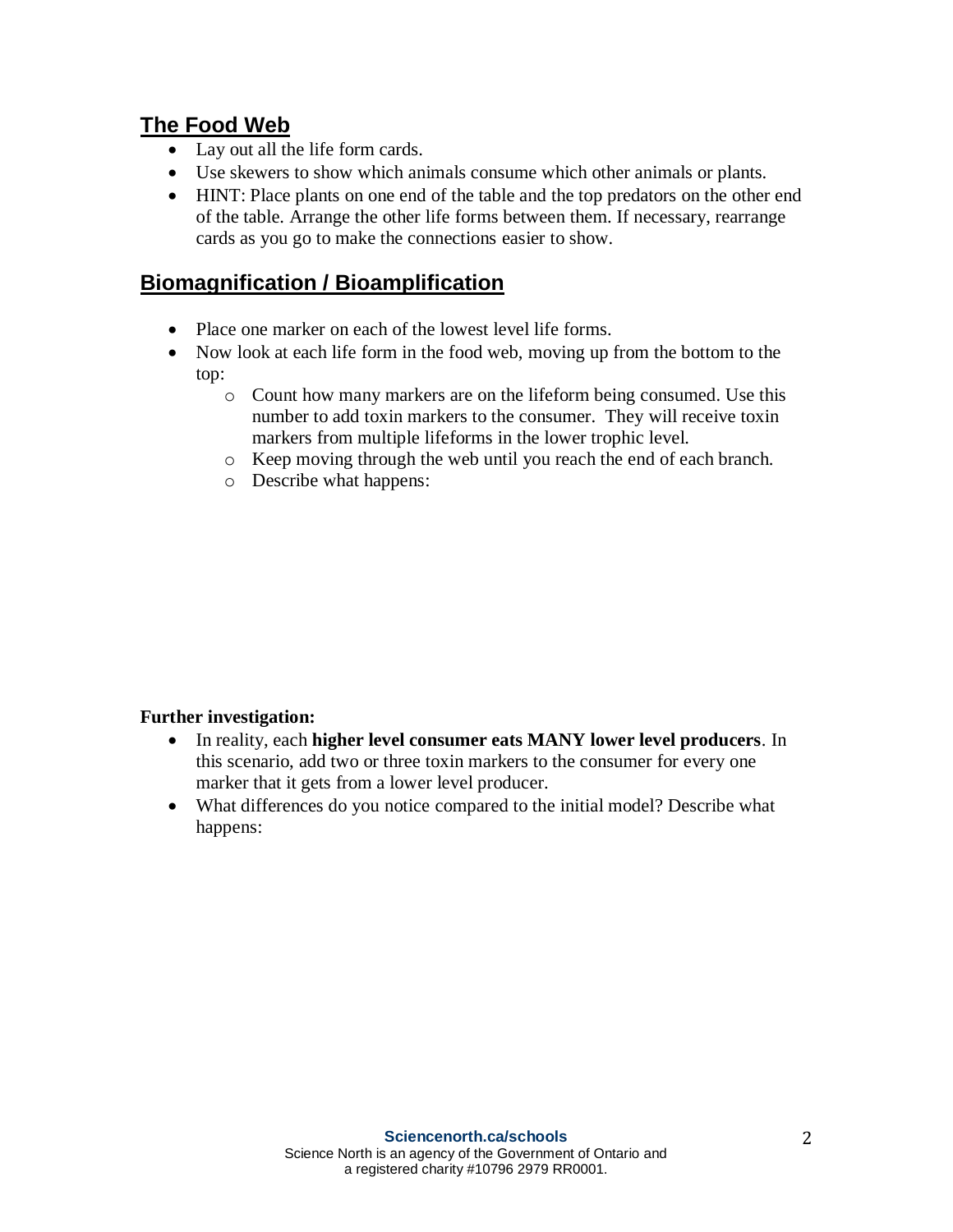## The Food Web

- Lay out all the life form cards.
- Use skewers to show which animals consume which other animals or plants.
- HINT: Place plants on one end of the table and the top predators on the other end of the table. Arrange the other life forms between them. If necessary, rearrange cards as you go to make the connections easier to show.

## Biomagnification / Bioamplification

- Place one marker on each of the lowest level life forms.
- Now look at each life form in the food web, moving up from the bottom to the top:
    - Count how many markers are on the lifeform being consumed. Use this number to add toxin markers to the consumer. They will receive toxin markers from multiple lifeforms in the lower trophic level.
    - Keep moving through the web until you reach the end of each branch.
    - Describe what happens:

**Further investigation:**

- In reality, each **higher level consumer eats MANY lower level producers**. In this scenario, add two or three toxin markers to the consumer for every one marker that it gets from a lower level producer.
- What differences do you notice compared to the initial model? Describe what happens: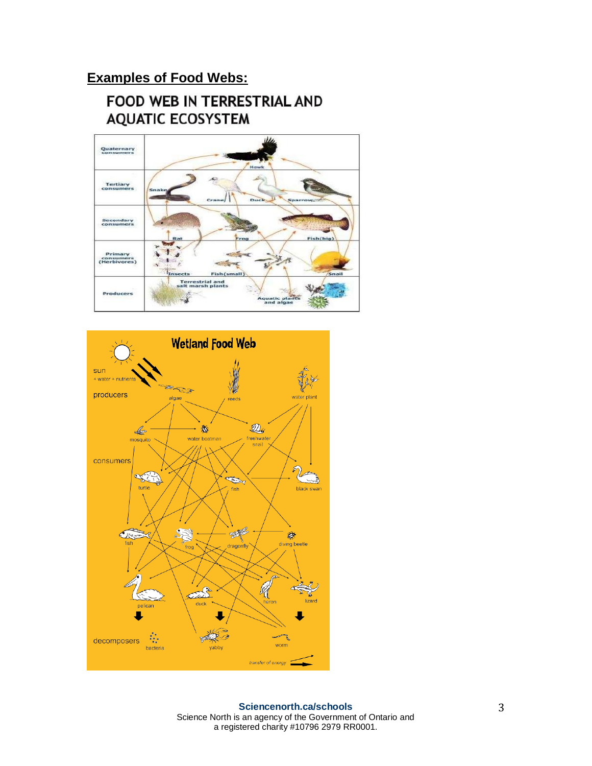## Examples of Food Webs:

### FOOD WEB IN TERRESTRIAL AND AQUATIC ECOSYSTEM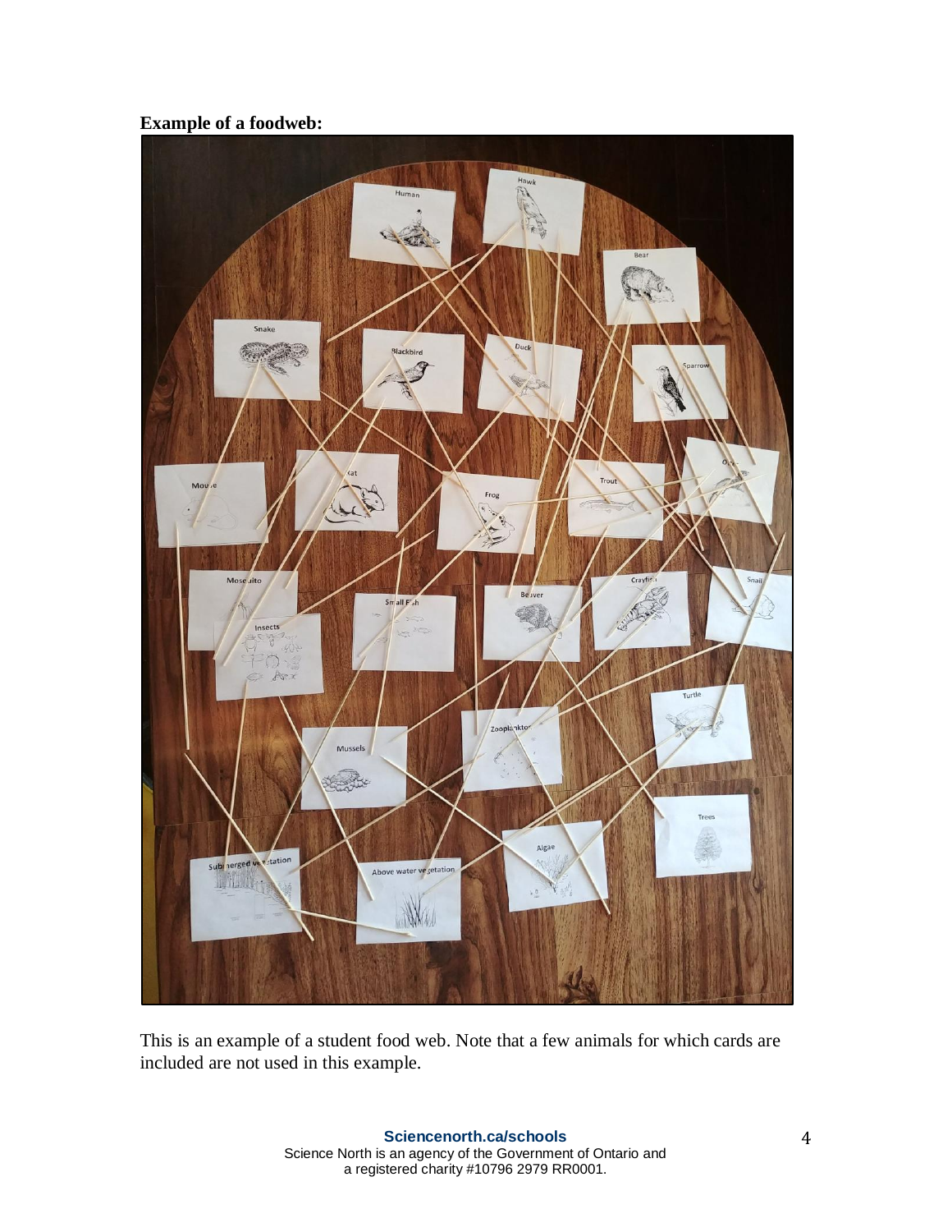**Example of a foodweb:**

This is an example of a student food web. Note that a few animals for which cards are included are not used in this example.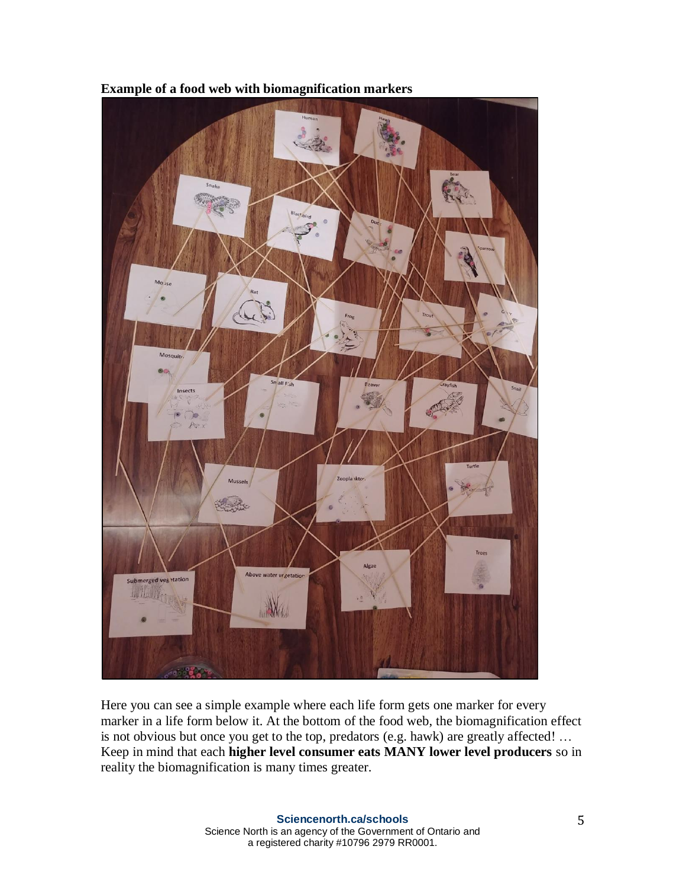**Example of a food web with biomagnification markers**

Here you can see a simple example where each life form gets one marker for every marker in a life form below it. At the bottom of the food web, the biomagnification effect is not obvious but once you get to the top, predators (e.g. hawk) are greatly affected! … Keep in mind that each **higher level consumer eats MANY lower level producers** so in reality the biomagnification is many times greater.